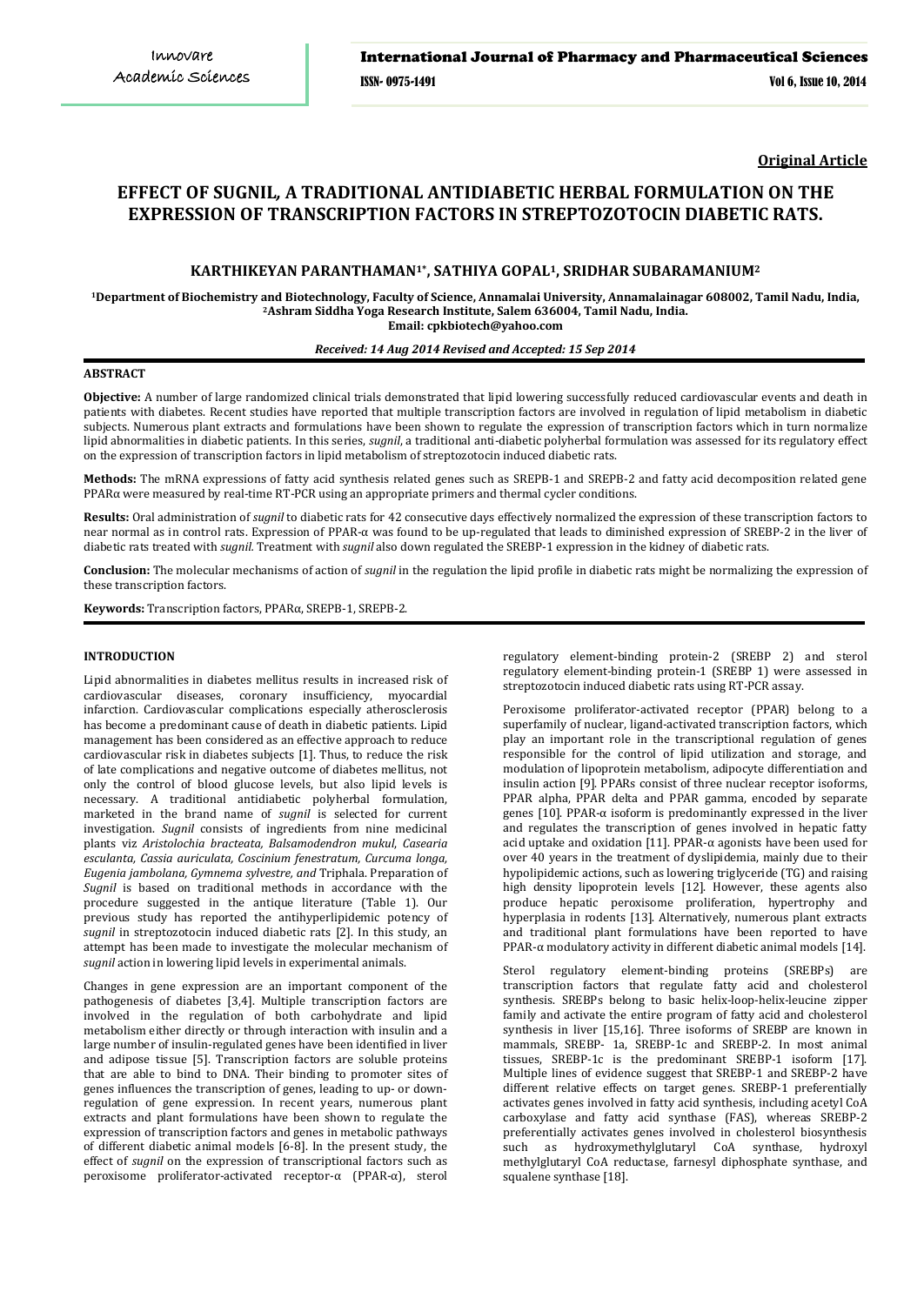Original Article

# EFFECT OF SUGNIL, A TRADITIONAL ANTIDIABETIC HERBAL FORMULATION ON THE EXPRESSION OF TRANSCRIPTION FACTORS IN STREPTOZOTOCIN DIABETIC RATS.

**KARTHIKEYAN PARANTHAMAN[1*], SATHIYA GOPAL[1], SRIDHAR SUBARAMANIUM[2]**

[1]Department of Biochemistry and Biotechnology, Faculty of Science, Annamalai University, Annamalainagar 608002, Tamil Nadu, India, [2]Ashram Siddha Yoga Research Institute, Salem 636004, Tamil Nadu, India.
Email: cpkbiotech@yahoo.com

*Received: 14 Aug 2014 Revised and Accepted: 15 Sep 2014*

## ABSTRACT

**Objective:** A number of large randomized clinical trials demonstrated that lipid lowering successfully reduced cardiovascular events and death in patients with diabetes. Recent studies have reported that multiple transcription factors are involved in regulation of lipid metabolism in diabetic subjects. Numerous plant extracts and formulations have been shown to regulate the expression of transcription factors which in turn normalize lipid abnormalities in diabetic patients. In this series, *sugnil*, a traditional anti-diabetic polyherbal formulation was assessed for its regulatory effect on the expression of transcription factors in lipid metabolism of streptozotocin induced diabetic rats.

**Methods:** The mRNA expressions of fatty acid synthesis related genes such as SREPB-1 and SREPB-2 and fatty acid decomposition related gene PPARα were measured by real-time RT-PCR using an appropriate primers and thermal cycler conditions.

**Results:** Oral administration of *sugnil* to diabetic rats for 42 consecutive days effectively normalized the expression of these transcription factors to near normal as in control rats. Expression of PPAR-α was found to be up-regulated that leads to diminished expression of SREBP-2 in the liver of diabetic rats treated with *sugnil.* Treatment with *sugnil* also down regulated the SREBP-1 expression in the kidney of diabetic rats.

**Conclusion:** The molecular mechanisms of action of *sugnil* in the regulation the lipid profile in diabetic rats might be normalizing the expression of these transcription factors.

**Keywords:** Transcription factors, PPARα, SREPB-1, SREPB-2.

## INTRODUCTION

Lipid abnormalities in diabetes mellitus results in increased risk of cardiovascular diseases, coronary insufficiency, myocardial infarction. Cardiovascular complications especially atherosclerosis has become a predominant cause of death in diabetic patients. Lipid management has been considered as an effective approach to reduce cardiovascular risk in diabetes subjects [1]. Thus, to reduce the risk of late complications and negative outcome of diabetes mellitus, not only the control of blood glucose levels, but also lipid levels is necessary. A traditional antidiabetic polyherbal formulation, marketed in the brand name of *sugnil* is selected for current investigation. *Sugnil* consists of ingredients from nine medicinal plants viz *Aristolochia bracteata, Balsamodendron mukul, Casearia esculanta, Cassia auriculata, Coscinium fenestratum, Curcuma longa, Eugenia jambolana, Gymnema sylvestre, and* Triphala. Preparation of *Sugnil* is based on traditional methods in accordance with the procedure suggested in the antique literature (Table 1). Our previous study has reported the antihyperlipidemic potency of *sugnil* in streptozotocin induced diabetic rats [2]. In this study, an attempt has been made to investigate the molecular mechanism of *sugnil* action in lowering lipid levels in experimental animals.

Changes in gene expression are an important component of the pathogenesis of diabetes [3,4]. Multiple transcription factors are involved in the regulation of both carbohydrate and lipid metabolism either directly or through interaction with insulin and a large number of insulin-regulated genes have been identified in liver and adipose tissue [5]. Transcription factors are soluble proteins that are able to bind to DNA. Their binding to promoter sites of genes influences the transcription of genes, leading to up- or down-regulation of gene expression. In recent years, numerous plant extracts and plant formulations have been shown to regulate the expression of transcription factors and genes in metabolic pathways of different diabetic animal models [6-8]. In the present study, the effect of *sugnil* on the expression of transcriptional factors such as peroxisome proliferator-activated receptor-α (PPAR-α), sterol regulatory element-binding protein-2 (SREBP 2) and sterol regulatory element-binding protein-1 (SREBP 1) were assessed in streptozotocin induced diabetic rats using RT-PCR assay.

Peroxisome proliferator-activated receptor (PPAR) belong to a superfamily of nuclear, ligand-activated transcription factors, which play an important role in the transcriptional regulation of genes responsible for the control of lipid utilization and storage, and modulation of lipoprotein metabolism, adipocyte differentiation and insulin action [9]. PPARs consist of three nuclear receptor isoforms, PPAR alpha, PPAR delta and PPAR gamma, encoded by separate genes [10]. PPAR-α isoform is predominantly expressed in the liver and regulates the transcription of genes involved in hepatic fatty acid uptake and oxidation [11]. PPAR-α agonists have been used for over 40 years in the treatment of dyslipidemia, mainly due to their hypolipidemic actions, such as lowering triglyceride (TG) and raising high density lipoprotein levels [12]. However, these agents also produce hepatic peroxisome proliferation, hypertrophy and hyperplasia in rodents [13]. Alternatively, numerous plant extracts and traditional plant formulations have been reported to have PPAR-α modulatory activity in different diabetic animal models [14].

Sterol regulatory element-binding proteins (SREBPs) are transcription factors that regulate fatty acid and cholesterol synthesis. SREBPs belong to basic helix-loop-helix-leucine zipper family and activate the entire program of fatty acid and cholesterol synthesis in liver [15,16]. Three isoforms of SREBP are known in mammals, SREBP- 1a, SREBP-1c and SREBP-2. In most animal tissues, SREBP-1c is the predominant SREBP-1 isoform [17]. Multiple lines of evidence suggest that SREBP-1 and SREBP-2 have different relative effects on target genes. SREBP-1 preferentially activates genes involved in fatty acid synthesis, including acetyl CoA carboxylase and fatty acid synthase (FAS), whereas SREBP-2 preferentially activates genes involved in cholesterol biosynthesis such as hydroxymethylglutaryl CoA synthase, hydroxyl methylglutaryl CoA reductase, farnesyl diphosphate synthase, and squalene synthase [18].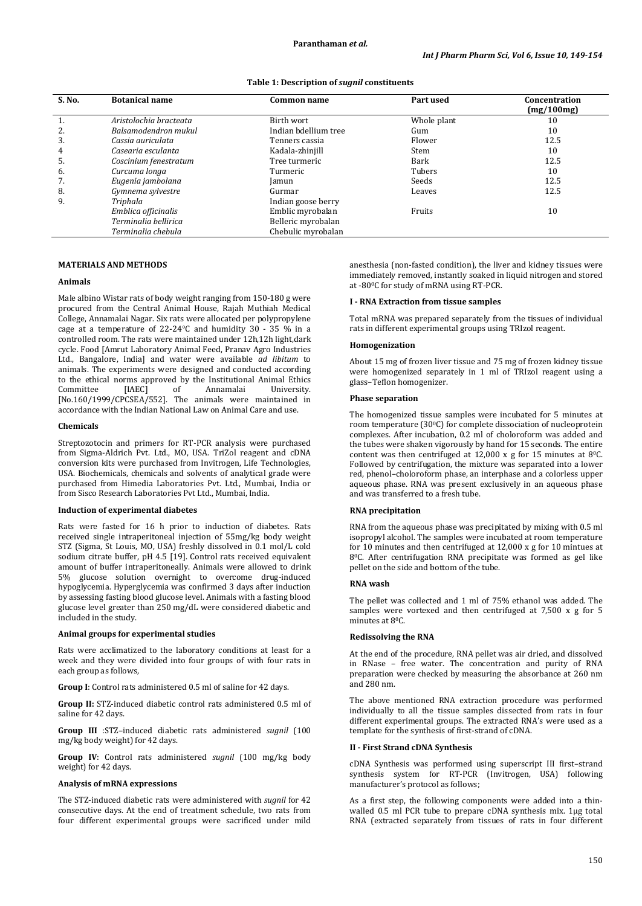**Table 1: Description of *sugnil* constituents**

| S. No. | Botanical name | Common name | Part used | Concentration (mg/100mg) |
|---|---|---|---|---|
| 1. | *Aristolochia bracteata* | Birth wort | Whole plant | 10 |
| 2. | *Balsamodendron mukul* | Indian bdellium tree | Gum | 10 |
| 3. | *Cassia auriculata* | Tenners cassia | Flower | 12.5 |
| 4 | *Casearia esculanta* | Kadala-zhinjill | Stem | 10 |
| 5. | *Coscinium fenestratum* | Tree turmeric | Bark | 12.5 |
| 6. | *Curcuma longa* | Turmeric | Tubers | 10 |
| 7. | *Eugenia jambolana* | Jamun | Seeds | 12.5 |
| 8. | *Gymnema sylvestre* | Gurmar | Leaves | 12.5 |
| 9. | *Triphala* | Indian goose berry | | |
| | *Emblica officinalis* | Emblic myrobalan | Fruits | 10 |
| | *Terminalia bellirica* | Belleric myrobalan | | |
| | *Terminalia chebula* | Chebulic myrobalan | | |

## MATERIALS AND METHODS

### Animals

Male albino Wistar rats of body weight ranging from 150-180 g were procured from the Central Animal House, Rajah Muthiah Medical College, Annamalai Nagar. Six rats were allocated per polypropylene cage at a temperature of 22-24°C and humidity 30 - 35 % in a controlled room. The rats were maintained under 12h,12h light,dark cycle. Food [Amrut Laboratory Animal Feed, Pranav Agro Industries Ltd., Bangalore, India] and water were available *ad libitum* to animals. The experiments were designed and conducted according to the ethical norms approved by the Institutional Animal Ethics Committee [IAEC] of Annamalai University. [No.160/1999/CPCSEA/552]. The animals were maintained in accordance with the Indian National Law on Animal Care and use.

### Chemicals

Streptozotocin and primers for RT-PCR analysis were purchased from Sigma-Aldrich Pvt. Ltd., MO, USA. TriZol reagent and cDNA conversion kits were purchased from Invitrogen, Life Technologies, USA. Biochemicals, chemicals and solvents of analytical grade were purchased from Himedia Laboratories Pvt. Ltd., Mumbai, India or from Sisco Research Laboratories Pvt Ltd., Mumbai, India.

### Induction of experimental diabetes

Rats were fasted for 16 h prior to induction of diabetes. Rats received single intraperitoneal injection of 55mg/kg body weight STZ (Sigma, St Louis, MO, USA) freshly dissolved in 0.1 mol/L cold sodium citrate buffer, pH 4.5 [19]. Control rats received equivalent amount of buffer intraperitoneally. Animals were allowed to drink 5% glucose solution overnight to overcome drug-induced hypoglycemia. Hyperglycemia was confirmed 3 days after induction by assessing fasting blood glucose level. Animals with a fasting blood glucose level greater than 250 mg/dL were considered diabetic and included in the study.

### Animal groups for experimental studies

Rats were acclimatized to the laboratory conditions at least for a week and they were divided into four groups of with four rats in each group as follows,

**Group I**: Control rats administered 0.5 ml of saline for 42 days.

**Group II:** STZ-induced diabetic control rats administered 0.5 ml of saline for 42 days.

**Group III** :STZ–induced diabetic rats administered *sugnil* (100 mg/kg body weight) for 42 days.

**Group IV**: Control rats administered *sugnil* (100 mg/kg body weight) for 42 days.

### Analysis of mRNA expressions

The STZ-induced diabetic rats were administered with *sugnil* for 42 consecutive days. At the end of treatment schedule, two rats from four different experimental groups were sacrificed under mild anesthesia (non-fasted condition), the liver and kidney tissues were immediately removed, instantly soaked in liquid nitrogen and stored at -80°C for study of mRNA using RT-PCR.

### I - RNA Extraction from tissue samples

Total mRNA was prepared separately from the tissues of individual rats in different experimental groups using TRIzol reagent.

### Homogenization

About 15 mg of frozen liver tissue and 75 mg of frozen kidney tissue were homogenized separately in 1 ml of TRIzol reagent using a glass–Teflon homogenizer.

### Phase separation

The homogenized tissue samples were incubated for 5 minutes at room temperature (30°C) for complete dissociation of nucleoprotein complexes. After incubation, 0.2 ml of choloroform was added and the tubes were shaken vigorously by hand for 15 seconds. The entire content was then centrifuged at 12,000 x g for 15 minutes at 8°C. Followed by centrifugation, the mixture was separated into a lower red, phenol–choloroform phase, an interphase and a colorless upper aqueous phase. RNA was present exclusively in an aqueous phase and was transferred to a fresh tube.

### RNA precipitation

RNA from the aqueous phase was precipitated by mixing with 0.5 ml isopropyl alcohol. The samples were incubated at room temperature for 10 minutes and then centrifuged at 12,000 x g for 10 mintues at 8°C. After centrifugation RNA precipitate was formed as gel like pellet on the side and bottom of the tube.

### RNA wash

The pellet was collected and 1 ml of 75% ethanol was added. The samples were vortexed and then centrifuged at 7,500 x g for 5 minutes at 8°C.

### Redissolving the RNA

At the end of the procedure, RNA pellet was air dried, and dissolved in RNase – free water. The concentration and purity of RNA preparation were checked by measuring the absorbance at 260 nm and 280 nm.

The above mentioned RNA extraction procedure was performed individually to all the tissue samples dissected from rats in four different experimental groups. The extracted RNA's were used as a template for the synthesis of first-strand of cDNA.

### II - First Strand cDNA Synthesis

cDNA Synthesis was performed using superscript III first–strand synthesis system for RT-PCR (Invitrogen, USA) following manufacturer's protocol as follows;

As a first step, the following components were added into a thin-walled 0.5 ml PCR tube to prepare cDNA synthesis mix. 1µg total RNA (extracted separately from tissues of rats in four different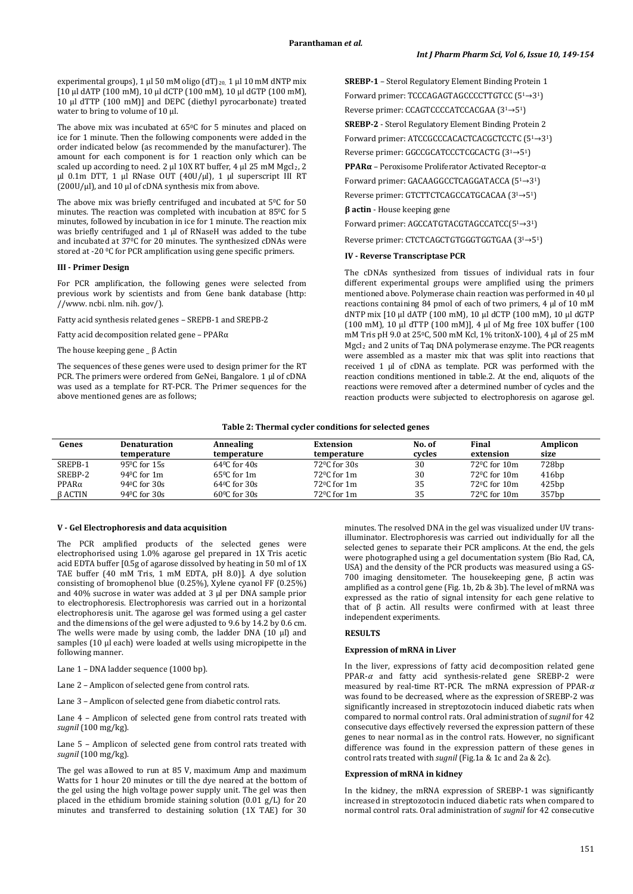experimental groups), 1 µl 50 mM oligo (dT)$_{20}$, 1 µl 10 mM dNTP mix [10 µl dATP (100 mM), 10 µl dCTP (100 mM), 10 µl dGTP (100 mM), 10 µl dTTP (100 mM)] and DEPC (diethyl pyrocarbonate) treated water to bring to volume of 10 µl.

The above mix was incubated at 65$^0$C for 5 minutes and placed on ice for 1 minute. Then the following components were added in the order indicated below (as recommended by the manufacturer). The amount for each component is for 1 reaction only which can be scaled up according to need. 2 µl 10X RT buffer, 4 µl 25 mM $Mgcl_2$, 2 µl 0.1m DTT, 1 µl RNase OUT (40U/µl), 1 µl superscript III RT (200U/µl), and 10 µl of cDNA synthesis mix from above.

The above mix was briefly centrifuged and incubated at 5$^0$C for 50 minutes. The reaction was completed with incubation at 85$^0$C for 5 minutes, followed by incubation in ice for 1 minute. The reaction mix was briefly centrifuged and 1 µl of RNaseH was added to the tube and incubated at 37$^0$C for 20 minutes. The synthesized cDNAs were stored at -20 $^0$C for PCR amplification using gene specific primers.

**III - Primer Design**

For PCR amplification, the following genes were selected from previous work by scientists and from Gene bank database (http: //www. ncbi. nlm. nih. gov/).

Fatty acid synthesis related genes – SREPB-1 and SREPB-2

Fatty acid decomposition related gene – PPARα

The house keeping gene _ β Actin

The sequences of these genes were used to design primer for the RT PCR. The primers were ordered from GeNei, Bangalore. 1 µl of cDNA was used as a template for RT-PCR. The Primer sequences for the above mentioned genes are as follows;

**SREBP-1** – Sterol Regulatory Element Binding Protein 1

Forward primer: TCCCAGAGTAGCCCCTTGTCC ($5^1 \rightarrow 3^1$)

Reverse primer: CCAGTCCCCATCCACGAA ($3^1 \rightarrow 5^1$)

**SREBP-2** - Sterol Regulatory Element Binding Protein 2

Forward primer: ATCCGCCCACACTCACGCTCCTC ($5^1 \rightarrow 3^1$)

Reverse primer: GGCCGCATCCCTCGCACTG ($3^1 \rightarrow 5^1$)

**PPARα** – Peroxisome Proliferator Activated Receptor-α

Forward primer: GACAAGGCCTCAGGATACCA ($5^1 \rightarrow 3^1$)

Reverse primer: GTCTTCTCAGCCATGCACAA ($3^1 \rightarrow 5^1$)

**β actin** - House keeping gene

Forward primer: AGCCATGTACGTAGCCATCC($5^1 \rightarrow 3^1$)

Reverse primer: CTCTCAGCTGTGGTGGTGAA ($3^1 \rightarrow 5^1$)

**IV - Reverse Transcriptase PCR**

The cDNAs synthesized from tissues of individual rats in four different experimental groups were amplified using the primers mentioned above. Polymerase chain reaction was performed in 40 µl reactions containing 84 pmol of each of two primers, 4 µl of 10 mM dNTP mix [10 µl dATP (100 mM), 10 µl dCTP (100 mM), 10 µl dGTP (100 mM), 10 µl dTTP (100 mM)], 4 µl of Mg free 10X buffer (100 mM Tris pH 9.0 at 25$^0$C, 500 mM Kcl, 1% tritonX-100), 4 µl of 25 mM $Mgcl_2$ and 2 units of Taq DNA polymerase enzyme. The PCR reagents were assembled as a master mix that was split into reactions that received 1 µl of cDNA as template. PCR was performed with the reaction conditions mentioned in table.2. At the end, aliquots of the reactions were removed after a determined number of cycles and the reaction products were subjected to electrophoresis on agarose gel.

**Table 2: Thermal cycler conditions for selected genes**

| Genes | Denaturation temperature | Annealing temperature | Extension temperature | No. of cycles | Final extension | Amplicon size |
|---|---|---|---|---|---|---|
| SREPB-1 | 95$^0$C for 15s | 64$^0$C for 40s | 72$^0$C for 30s | 30 | 72$^0$C for 10m | 728bp |
| SREPB-2 | 94$^0$C for 1m | 65$^0$C for 1m | 72$^0$C for 1m | 30 | 72$^0$C for 10m | 416bp |
| PPARα | 94$^0$C for 30s | 64$^0$C for 30s | 72$^0$C for 1m | 35 | 72$^0$C for 10m | 425bp |
| β ACTIN | 94$^0$C for 30s | 60$^0$C for 30s | 72$^0$C for 1m | 35 | 72$^0$C for 10m | 357bp |

**V - Gel Electrophoresis and data acquisition**

The PCR amplified products of the selected genes were electrophorised using 1.0% agarose gel prepared in 1X Tris acetic acid EDTA buffer [0.5g of agarose dissolved by heating in 50 ml of 1X TAE buffer (40 mM Tris, 1 mM EDTA, pH 8.0)]. A dye solution consisting of bromophenol blue (0.25%), Xylene cyanol FF (0.25%) and 40% sucrose in water was added at 3 µl per DNA sample prior to electrophoresis. Electrophoresis was carried out in a horizontal electrophoresis unit. The agarose gel was formed using a gel caster and the dimensions of the gel were adjusted to 9.6 by 14.2 by 0.6 cm. The wells were made by using comb, the ladder DNA (10 µl) and samples (10 µl each) were loaded at wells using micropipette in the following manner.

Lane 1 – DNA ladder sequence (1000 bp).

Lane 2 – Amplicon of selected gene from control rats.

Lane 3 – Amplicon of selected gene from diabetic control rats.

Lane 4 – Amplicon of selected gene from control rats treated with *sugnil* (100 mg/kg).

Lane 5 – Amplicon of selected gene from control rats treated with *sugnil* (100 mg/kg).

The gel was allowed to run at 85 V, maximum Amp and maximum Watts for 1 hour 20 minutes or till the dye neared at the bottom of the gel using the high voltage power supply unit. The gel was then placed in the ethidium bromide staining solution (0.01 g/L) for 20 minutes and transferred to destaining solution (1X TAE) for 30 minutes. The resolved DNA in the gel was visualized under UV trans-illuminator. Electrophoresis was carried out individually for all the selected genes to separate their PCR amplicons. At the end, the gels were photographed using a gel documentation system (Bio Rad, CA, USA) and the density of the PCR products was measured using a GS-700 imaging densitometer. The housekeeping gene, β actin was amplified as a control gene (Fig. 1b, 2b & 3b). The level of mRNA was expressed as the ratio of signal intensity for each gene relative to that of β actin. All results were confirmed with at least three independent experiments.

## RESULTS

**Expression of mRNA in Liver**

In the liver, expressions of fatty acid decomposition related gene PPAR-*α* and fatty acid synthesis-related gene SREBP-2 were measured by real-time RT-PCR. The mRNA expression of PPAR-*α* was found to be decreased, where as the expression of SREBP-2 was significantly increased in streptozotocin induced diabetic rats when compared to normal control rats. Oral administration of *sugnil* for 42 consecutive days effectively reversed the expression pattern of these genes to near normal as in the control rats. However, no significant difference was found in the expression pattern of these genes in control rats treated with *sugnil* (Fig.1a & 1c and 2a & 2c).

**Expression of mRNA in kidney**

In the kidney, the mRNA expression of SREBP-1 was significantly increased in streptozotocin induced diabetic rats when compared to normal control rats. Oral administration of *sugnil* for 42 consecutive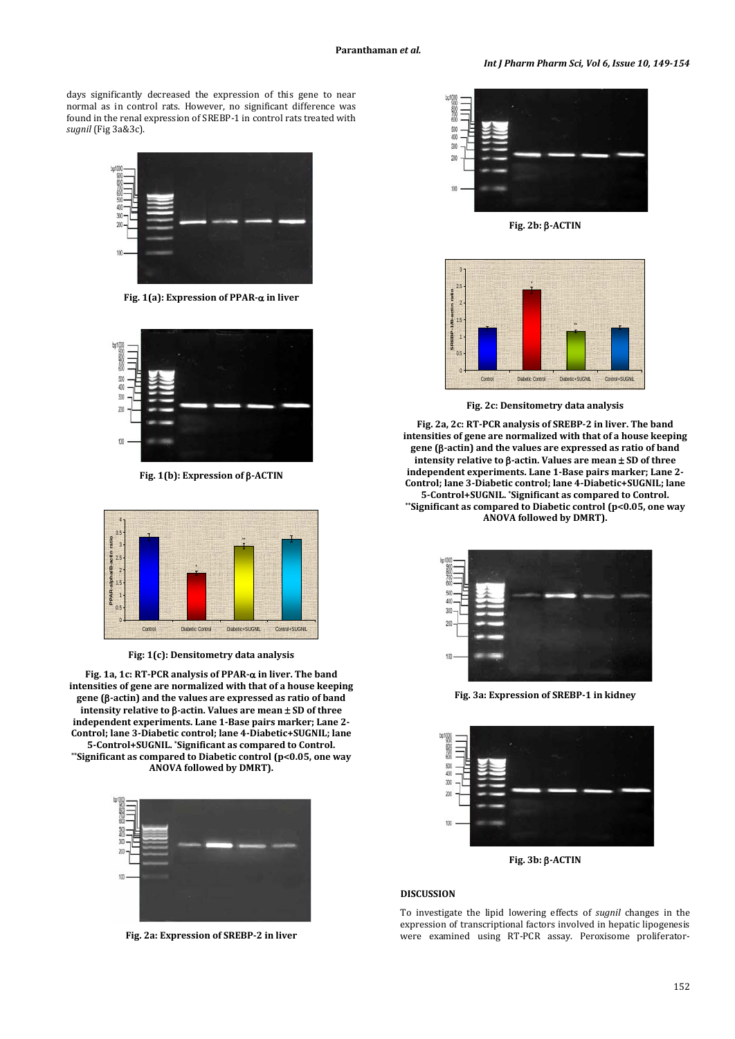days significantly decreased the expression of this gene to near normal as in control rats. However, no significant difference was found in the renal expression of SREBP-1 in control rats treated with *sugnil* (Fig 3a&3c).

**Fig. 1(a): Expression of PPAR-α in liver**

**Fig. 1(b): Expression of β-ACTIN**

**Fig: 1(c): Densitometry data analysis**

**Fig. 1a, 1c: RT-PCR analysis of PPAR-α in liver. The band intensities of gene are normalized with that of a house keeping gene (β-actin) and the values are expressed as ratio of band intensity relative to β-actin. Values are mean ± SD of three independent experiments. Lane 1-Base pairs marker; Lane 2-Control; lane 3-Diabetic control; lane 4-Diabetic+SUGNIL; lane 5-Control+SUGNIL. \*Significant as compared to Control. \*\*Significant as compared to Diabetic control ($p<0.05$, one way ANOVA followed by DMRT).**

**Fig. 2a: Expression of SREBP-2 in liver**

**Fig. 2b: β-ACTIN**

**Fig. 2c: Densitometry data analysis**

**Fig. 2a, 2c: RT-PCR analysis of SREBP-2 in liver. The band intensities of gene are normalized with that of a house keeping gene (β-actin) and the values are expressed as ratio of band intensity relative to β-actin. Values are mean ± SD of three independent experiments. Lane 1-Base pairs marker; Lane 2-Control; lane 3-Diabetic control; lane 4-Diabetic+SUGNIL; lane 5-Control+SUGNIL. \*Significant as compared to Control. \*\*Significant as compared to Diabetic control ($p<0.05$, one way ANOVA followed by DMRT).**

**Fig. 3a: Expression of SREBP-1 in kidney**

**Fig. 3b: β-ACTIN**

## DISCUSSION

To investigate the lipid lowering effects of *sugnil* changes in the expression of transcriptional factors involved in hepatic lipogenesis were examined using RT-PCR assay. Peroxisome proliferator-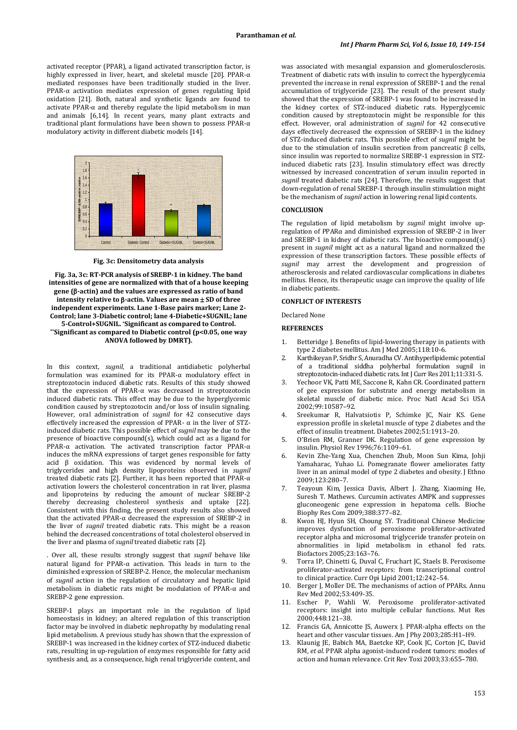activated receptor (PPAR), a ligand activated transcription factor, is highly expressed in liver, heart, and skeletal muscle [20]. PPAR-α mediated responses have been traditionally studied in the liver. PPAR-α activation mediates expression of genes regulating lipid oxidation [21]. Both, natural and synthetic ligands are found to activate PPAR-α and thereby regulate the lipid metabolism in man and animals [6,14]. In recent years, many plant extracts and traditional plant formulations have been shown to possess PPAR-α modulatory activity in different diabetic models [14].

**Fig. 3c: Densitometry data analysis**

**Fig. 3a, 3c: RT-PCR analysis of SREBP-1 in kidney. The band intensities of gene are normalized with that of a house keeping gene (β-actin) and the values are expressed as ratio of band intensity relative to β-actin. Values are mean ± SD of three independent experiments. Lane 1-Base pairs marker; Lane 2-Control; lane 3-Diabetic control; lane 4-Diabetic+SUGNIL; lane 5-Control+SUGNIL. \*Significant as compared to Control. \*\*Significant as compared to Diabetic control ($p<0.05$, one way ANOVA followed by DMRT).**

In this context, *sugnil*, a traditional antidiabetic polyherbal formulation was examined for its PPAR-α modulatory effect in streptozotocin induced diabetic rats. Results of this study showed that the expression of PPAR-α was decreased in streptozotocin induced diabetic rats. This effect may be due to the hyperglycemic condition caused by streptozotocin and/or loss of insulin signaling. However, oral administration of *sugnil* for 42 consecutive days effectively increased the expression of PPAR- α in the liver of STZ-induced diabetic rats. This possible effect of *sugnil* may be due to the presence of bioactive compound(s), which could act as a ligand for PPAR-α activation. The activated transcription factor PPAR-α induces the mRNA expressions of target genes responsible for fatty acid β oxidation. This was evidenced by normal levels of triglycerides and high density lipoproteins observed in *sugnil* treated diabetic rats [2]. Further, it has been reported that PPAR-α activation lowers the cholesterol concentration in rat liver, plasma and lipoproteins by reducing the amount of nuclear SREBP-2 thereby decreasing cholesterol synthesis and uptake [22]. Consistent with this finding, the present study results also showed that the activated PPAR-α decreased the expression of SREBP-2 in the liver of *sugnil* treated diabetic rats. This might be a reason behind the decreased concentrations of total cholesterol observed in the liver and plasma of *sugnil* treated diabetic rats [2].

. Over all, these results strongly suggest that *sugnil* behave like natural ligand for PPAR-α activation. This leads in turn to the diminished expression of SREBP-2. Hence, the molecular mechanism of *sugnil* action in the regulation of circulatory and hepatic lipid metabolism in diabetic rats might be modulation of PPAR-α and SREBP-2 gene expression.

SREBP-1 plays an important role in the regulation of lipid homeostasis in kidney; an altered regulation of this transcription factor may be involved in diabetic nephropathy by modulating renal lipid metabolism. A previous study has shown that the expression of SREBP-1 was increased in the kidney cortex of STZ-induced diabetic rats, resulting in up-regulation of enzymes responsible for fatty acid synthesis and, as a consequence, high renal triglyceride content, and was associated with mesangial expansion and glomerulosclerosis. Treatment of diabetic rats with insulin to correct the hyperglycemia prevented the increase in renal expression of SREBP-1 and the renal accumulation of triglyceride [23]. The result of the present study showed that the expression of SREBP-1 was found to be increased in the kidney cortex of STZ-induced diabetic rats. Hyperglycemic condition caused by streptozotocin might be responsible for this effect. However, oral administration of *sugnil* for 42 consecutive days effectively decreased the expression of SREBP-1 in the kidney of STZ-induced diabetic rats. This possible effect of *sugnil* might be due to the stimulation of insulin secretion from pancreatic β cells, since insulin was reported to normalize SREBP-1 expression in STZ-induced diabetic rats [23]. Insulin stimulatory effect was directly witnessed by increased concentration of serum insulin reported in *sugnil* treated diabetic rats [24]. Therefore, the results suggest that down-regulation of renal SREBP-1 through insulin stimulation might be the mechanism of *sugnil* action in lowering renal lipid contents.

## CONCLUSION

The regulation of lipid metabolism by *sugnil* might involve up-regulation of PPARα and diminished expression of SREBP-2 in liver and SREBP-1 in kidney of diabetic rats. The bioactive compound(s) present in *sugnil* might act as a natural ligand and normalized the expression of these transcription factors. These possible effects of *sugnil* may arrest the development and progression of atherosclerosis and related cardiovascular complications in diabetes mellitus. Hence, its therapeutic usage can improve the quality of life in diabetic patients.

## CONFLICT OF INTERESTS

Declared None

## REFERENCES

1. Betteridge J. Benefits of lipid-lowering therapy in patients with type 2 diabetes mellitus. Am J Med 2005;118:10-6.
2. Karthikeyan P, Sridhr S, Anuradha CV. Antihyperlipidemic potential of a traditional siddha polyherbal formulation sugnil in streptozotocin-induced diabetic rats. Int J Curr Res 2011;11:331-5.
3. Yechoor VK, Patti ME, Saccone R, Kahn CR. Coordinated pattern of gee expression for substrate and energy metabolism in skeletal muscle of diabetic mice. Proc Natl Acad Sci USA 2002;99:10587–92.
4. Sreekumar R, Halvatsiotis P, Schimke JC, Nair KS. Gene expression profile in skeletal muscle of type 2 diabetes and the effect of insulin treatment. Diabetes 2002;51:1913–20.
5. O'Brien RM, Granner DK. Regulation of gene expression by insulin. Physiol Rev 1996;76:1109–61.
6. Kevin Zhe-Yang Xua, Chenchen Zhub, Moon Sun Kima, Johji Yamaharac, Yuhao Li. Pomegranate flower ameliorates fatty liver in an animal model of type 2 diabetes and obesity. J Ethno 2009;123:280–7.
7. Teayoun Kim, Jessica Davis, Albert J. Zhang, Xiaoming He, Suresh T. Mathews. Curcumin activates AMPK and suppresses gluconeogenic gene expression in hepatoma cells. Bioche Biophy Res Com 2009;388:377–82.
8. Kwon HJ, Hyun SH, Choung SY. Traditional Chinese Medicine improves dysfunction of peroxisome proliferator-activated receptor alpha and microsomal triglyceride transfer protein on abnormalities in lipid metabolism in ethanol fed rats. Biofactors 2005;23:163–76.
9. Torra IP, Chinetti G, Duval C, Fruchart JC, Staels B. Peroxisome proliferator-activated receptors: from transcriptional control to clinical practice. Curr Opi Lipid 2001;12:242–54.
10. Berger J, Moller DE. The mechanisms of action of PPARs. Annu Rev Med 2002;53:409-35.
11. Escher P, Wahli W. Peroxisome proliferator-activated receptors: insight into multiple cellular functions. Mut Res 2000;448:121–38.
12. Francis GA, Annicotte JS, Auwerx J. PPAR-alpha effects on the heart and other vascular tissues. Am J Phy 2003;285:H1–H9.
13. Klaunig JE, Babich MA, Baetcke KP, Cook JC, Corton JC, David RM, *et al.* PPAR alpha agonist-induced rodent tumors: modes of action and human relevance. Crit Rev Toxi 2003;33:655–780.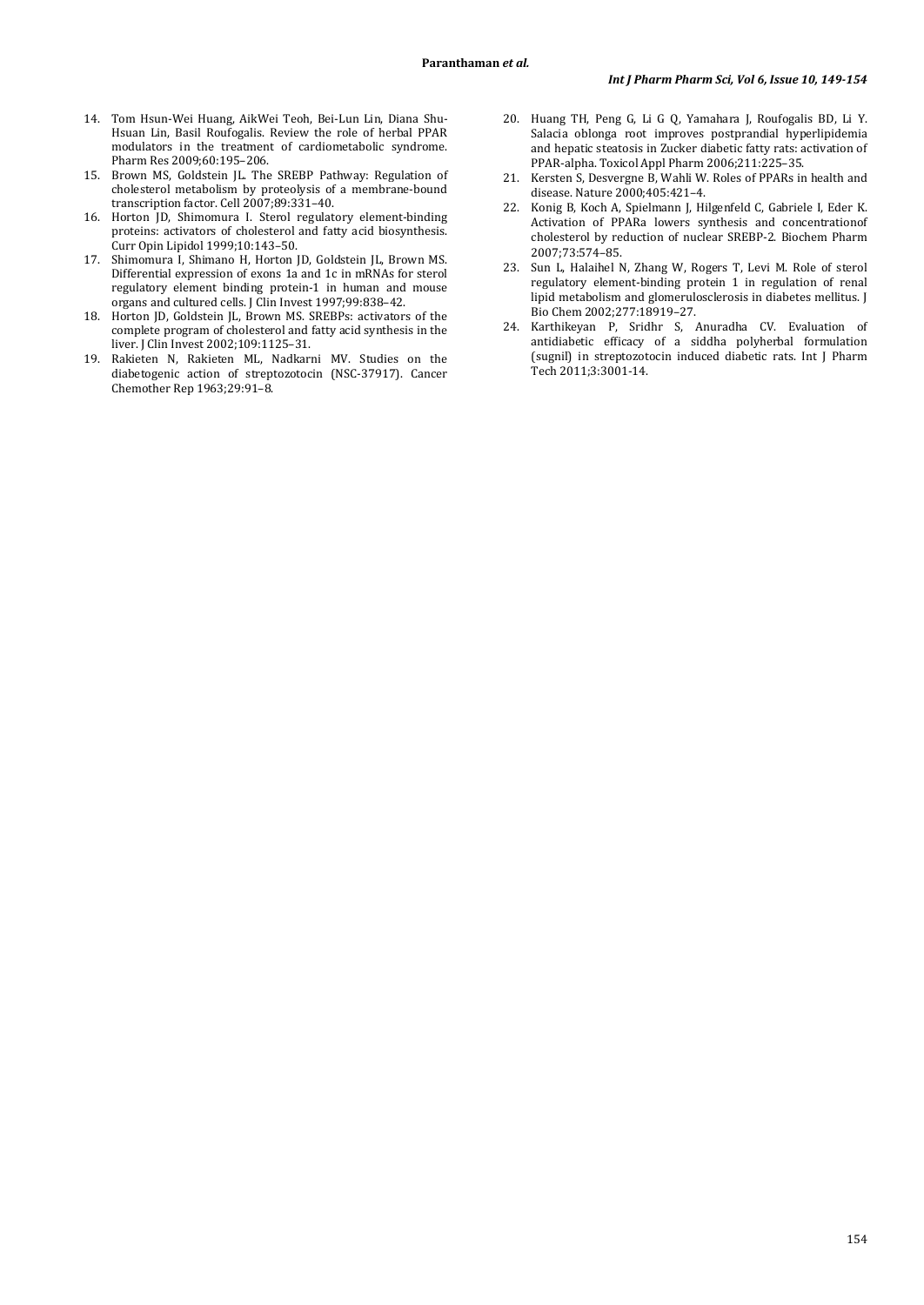14. Tom Hsun-Wei Huang, AikWei Teoh, Bei-Lun Lin, Diana Shu-Hsuan Lin, Basil Roufogalis. Review the role of herbal PPAR modulators in the treatment of cardiometabolic syndrome. Pharm Res 2009;60:195–206.
15. Brown MS, Goldstein JL. The SREBP Pathway: Regulation of cholesterol metabolism by proteolysis of a membrane-bound transcription factor. Cell 2007;89:331–40.
16. Horton JD, Shimomura I. Sterol regulatory element-binding proteins: activators of cholesterol and fatty acid biosynthesis. Curr Opin Lipidol 1999;10:143–50.
17. Shimomura I, Shimano H, Horton JD, Goldstein JL, Brown MS. Differential expression of exons 1a and 1c in mRNAs for sterol regulatory element binding protein-1 in human and mouse organs and cultured cells. J Clin Invest 1997;99:838–42.
18. Horton JD, Goldstein JL, Brown MS. SREBPs: activators of the complete program of cholesterol and fatty acid synthesis in the liver. J Clin Invest 2002;109:1125–31.
19. Rakieten N, Rakieten ML, Nadkarni MV. Studies on the diabetogenic action of streptozotocin (NSC-37917). Cancer Chemother Rep 1963;29:91–8.
20. Huang TH, Peng G, Li G Q, Yamahara J, Roufogalis BD, Li Y. Salacia oblonga root improves postprandial hyperlipidemia and hepatic steatosis in Zucker diabetic fatty rats: activation of PPAR-alpha. Toxicol Appl Pharm 2006;211:225–35.
21. Kersten S, Desvergne B, Wahli W. Roles of PPARs in health and disease. Nature 2000;405:421–4.
22. Konig B, Koch A, Spielmann J, Hilgenfeld C, Gabriele I, Eder K. Activation of PPARa lowers synthesis and concentrationof cholesterol by reduction of nuclear SREBP-2. Biochem Pharm 2007;73:574–85.
23. Sun L, Halaihel N, Zhang W, Rogers T, Levi M. Role of sterol regulatory element-binding protein 1 in regulation of renal lipid metabolism and glomerulosclerosis in diabetes mellitus. J Bio Chem 2002;277:18919–27.
24. Karthikeyan P, Sridhr S, Anuradha CV. Evaluation of antidiabetic efficacy of a siddha polyherbal formulation (sugnil) in streptozotocin induced diabetic rats. Int J Pharm Tech 2011;3:3001-14.